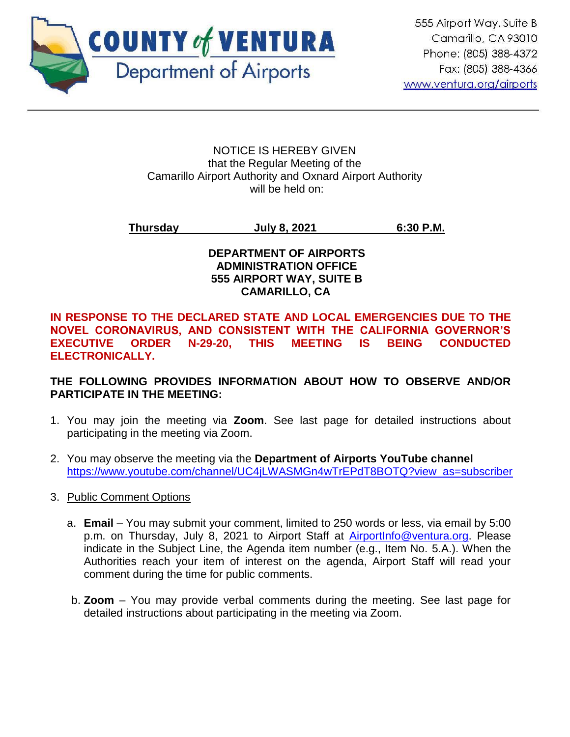**COUNTY of VENTURA**
**Department of Airports**

555 Airport Way, Suite B
Camarillo, CA 93010
Phone: (805) 388-4372
Fax: (805) 388-4366
www.ventura.org/airports

---

NOTICE IS HEREBY GIVEN
that the Regular Meeting of the
Camarillo Airport Authority and Oxnard Airport Authority
will be held on:

**Thursday** **July 8, 2021** **6:30 P.M.**

**DEPARTMENT OF AIRPORTS**
**ADMINISTRATION OFFICE**
**555 AIRPORT WAY, SUITE B**
**CAMARILLO, CA**

**IN RESPONSE TO THE DECLARED STATE AND LOCAL EMERGENCIES DUE TO THE NOVEL CORONAVIRUS, AND CONSISTENT WITH THE CALIFORNIA GOVERNOR'S EXECUTIVE ORDER N-29-20, THIS MEETING IS BEING CONDUCTED ELECTRONICALLY.**

**THE FOLLOWING PROVIDES INFORMATION ABOUT HOW TO OBSERVE AND/OR PARTICIPATE IN THE MEETING:**

1. You may join the meeting via **Zoom**. See last page for detailed instructions about participating in the meeting via Zoom.

2. You may observe the meeting via the **Department of Airports YouTube channel** https://www.youtube.com/channel/UC4jLWASMGn4wTrEPdT8BOTQ?view_as=subscriber

3. Public Comment Options

   a. **Email** – You may submit your comment, limited to 250 words or less, via email by 5:00 p.m. on Thursday, July 8, 2021 to Airport Staff at AirportInfo@ventura.org. Please indicate in the Subject Line, the Agenda item number (e.g., Item No. 5.A.). When the Authorities reach your item of interest on the agenda, Airport Staff will read your comment during the time for public comments.

   b. **Zoom** – You may provide verbal comments during the meeting. See last page for detailed instructions about participating in the meeting via Zoom.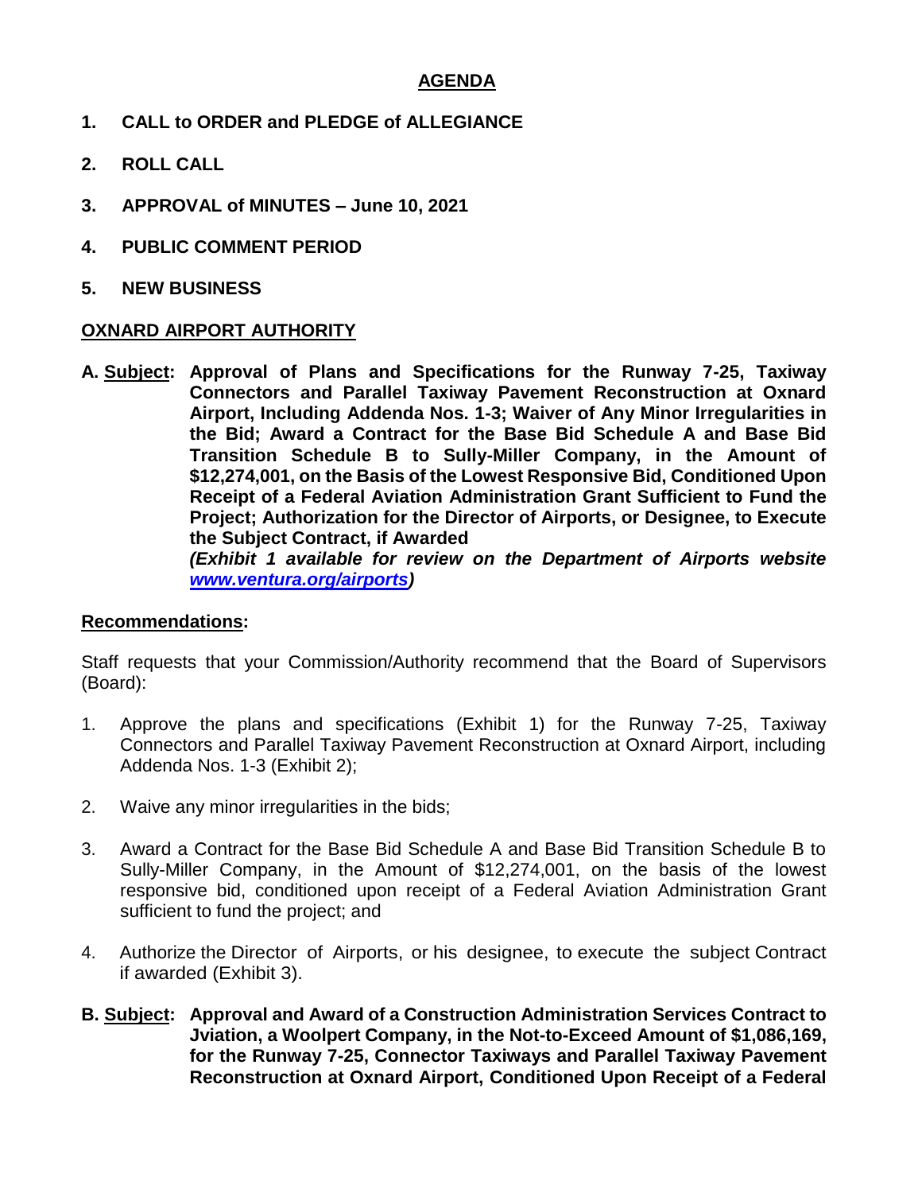## AGENDA

**1. CALL to ORDER and PLEDGE of ALLEGIANCE**

**2. ROLL CALL**

**3. APPROVAL of MINUTES – June 10, 2021**

**4. PUBLIC COMMENT PERIOD**

**5. NEW BUSINESS**

### OXNARD AIRPORT AUTHORITY

**A. Subject: Approval of Plans and Specifications for the Runway 7-25, Taxiway Connectors and Parallel Taxiway Pavement Reconstruction at Oxnard Airport, Including Addenda Nos. 1-3; Waiver of Any Minor Irregularities in the Bid; Award a Contract for the Base Bid Schedule A and Base Bid Transition Schedule B to Sully-Miller Company, in the Amount of $12,274,001, on the Basis of the Lowest Responsive Bid, Conditioned Upon Receipt of a Federal Aviation Administration Grant Sufficient to Fund the Project; Authorization for the Director of Airports, or Designee, to Execute the Subject Contract, if Awarded**
***(Exhibit 1 available for review on the Department of Airports website [www.ventura.org/airports](www.ventura.org/airports))***

**Recommendations:**

Staff requests that your Commission/Authority recommend that the Board of Supervisors (Board):

1. Approve the plans and specifications (Exhibit 1) for the Runway 7-25, Taxiway Connectors and Parallel Taxiway Pavement Reconstruction at Oxnard Airport, including Addenda Nos. 1-3 (Exhibit 2);

2. Waive any minor irregularities in the bids;

3. Award a Contract for the Base Bid Schedule A and Base Bid Transition Schedule B to Sully-Miller Company, in the Amount of $12,274,001, on the basis of the lowest responsive bid, conditioned upon receipt of a Federal Aviation Administration Grant sufficient to fund the project; and

4. Authorize the Director of Airports, or his designee, to execute the subject Contract if awarded (Exhibit 3).

**B. Subject: Approval and Award of a Construction Administration Services Contract to Jviation, a Woolpert Company, in the Not-to-Exceed Amount of $1,086,169, for the Runway 7-25, Connector Taxiways and Parallel Taxiway Pavement Reconstruction at Oxnard Airport, Conditioned Upon Receipt of a Federal**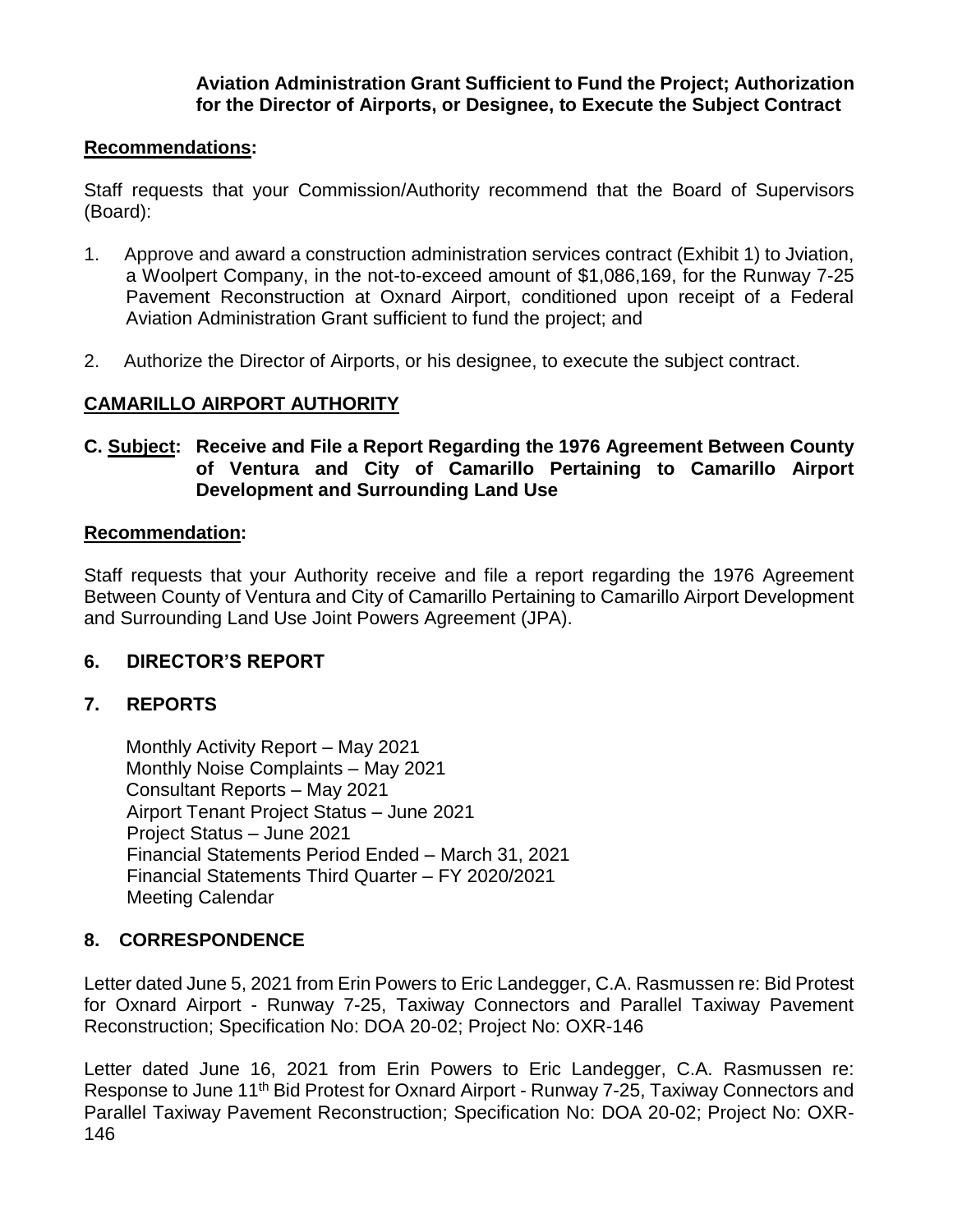**Aviation Administration Grant Sufficient to Fund the Project; Authorization for the Director of Airports, or Designee, to Execute the Subject Contract**

**Recommendations:**

Staff requests that your Commission/Authority recommend that the Board of Supervisors (Board):

1. Approve and award a construction administration services contract (Exhibit 1) to Jviation, a Woolpert Company, in the not-to-exceed amount of $1,086,169, for the Runway 7-25 Pavement Reconstruction at Oxnard Airport, conditioned upon receipt of a Federal Aviation Administration Grant sufficient to fund the project; and
2. Authorize the Director of Airports, or his designee, to execute the subject contract.

## CAMARILLO AIRPORT AUTHORITY

**C. Subject: Receive and File a Report Regarding the 1976 Agreement Between County of Ventura and City of Camarillo Pertaining to Camarillo Airport Development and Surrounding Land Use**

**Recommendation:**

Staff requests that your Authority receive and file a report regarding the 1976 Agreement Between County of Ventura and City of Camarillo Pertaining to Camarillo Airport Development and Surrounding Land Use Joint Powers Agreement (JPA).

## 6. DIRECTOR'S REPORT

## 7. REPORTS

Monthly Activity Report – May 2021
Monthly Noise Complaints – May 2021
Consultant Reports – May 2021
Airport Tenant Project Status – June 2021
Project Status – June 2021
Financial Statements Period Ended – March 31, 2021
Financial Statements Third Quarter – FY 2020/2021
Meeting Calendar

## 8. CORRESPONDENCE

Letter dated June 5, 2021 from Erin Powers to Eric Landegger, C.A. Rasmussen re: Bid Protest for Oxnard Airport - Runway 7-25, Taxiway Connectors and Parallel Taxiway Pavement Reconstruction; Specification No: DOA 20-02; Project No: OXR-146

Letter dated June 16, 2021 from Erin Powers to Eric Landegger, C.A. Rasmussen re: Response to June 11th Bid Protest for Oxnard Airport - Runway 7-25, Taxiway Connectors and Parallel Taxiway Pavement Reconstruction; Specification No: DOA 20-02; Project No: OXR-146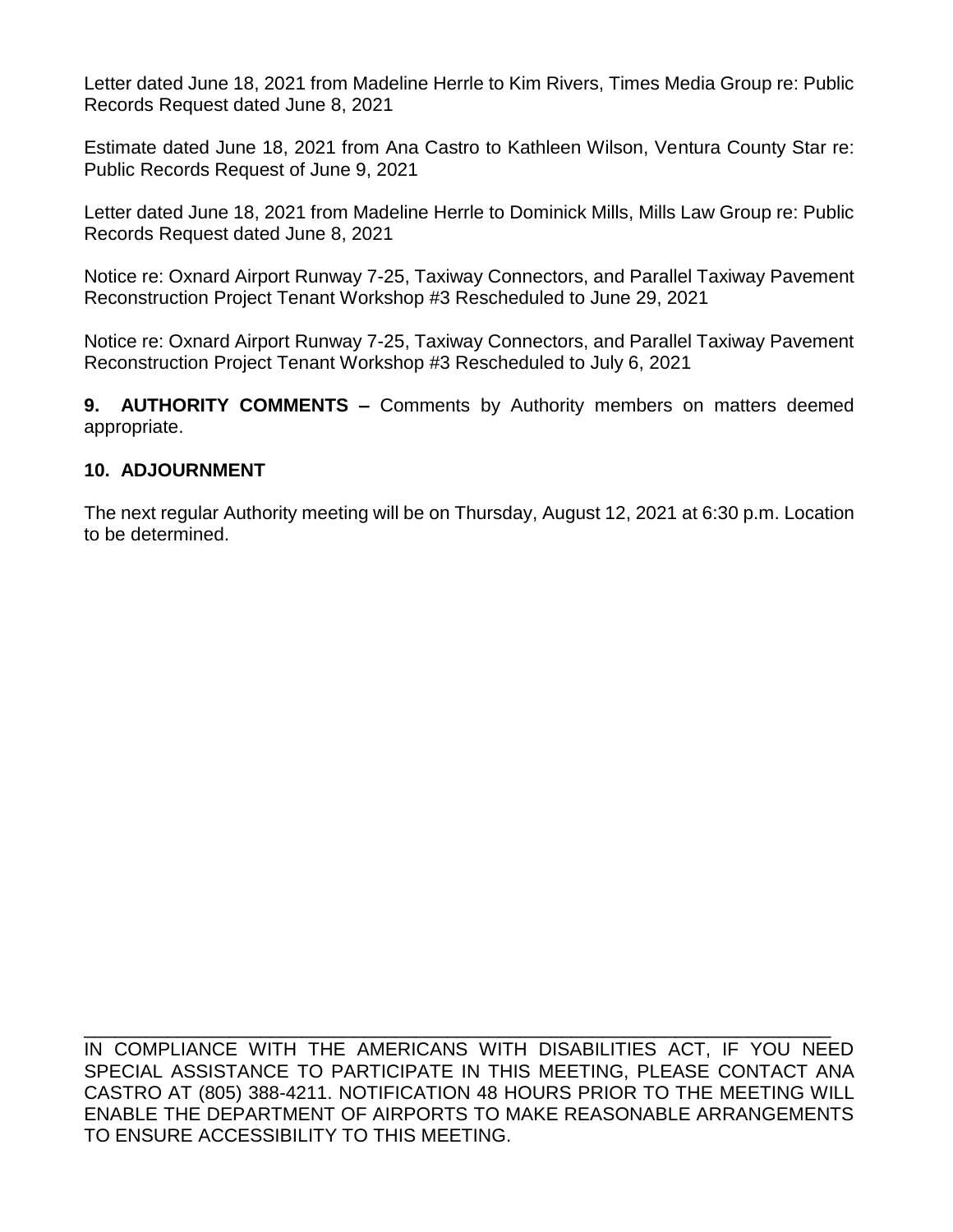Letter dated June 18, 2021 from Madeline Herrle to Kim Rivers, Times Media Group re: Public Records Request dated June 8, 2021

Estimate dated June 18, 2021 from Ana Castro to Kathleen Wilson, Ventura County Star re: Public Records Request of June 9, 2021

Letter dated June 18, 2021 from Madeline Herrle to Dominick Mills, Mills Law Group re: Public Records Request dated June 8, 2021

Notice re: Oxnard Airport Runway 7-25, Taxiway Connectors, and Parallel Taxiway Pavement Reconstruction Project Tenant Workshop #3 Rescheduled to June 29, 2021

Notice re: Oxnard Airport Runway 7-25, Taxiway Connectors, and Parallel Taxiway Pavement Reconstruction Project Tenant Workshop #3 Rescheduled to July 6, 2021

**9. AUTHORITY COMMENTS –** Comments by Authority members on matters deemed appropriate.

**10. ADJOURNMENT**

The next regular Authority meeting will be on Thursday, August 12, 2021 at 6:30 p.m. Location to be determined.

---

IN COMPLIANCE WITH THE AMERICANS WITH DISABILITIES ACT, IF YOU NEED SPECIAL ASSISTANCE TO PARTICIPATE IN THIS MEETING, PLEASE CONTACT ANA CASTRO AT (805) 388-4211. NOTIFICATION 48 HOURS PRIOR TO THE MEETING WILL ENABLE THE DEPARTMENT OF AIRPORTS TO MAKE REASONABLE ARRANGEMENTS TO ENSURE ACCESSIBILITY TO THIS MEETING.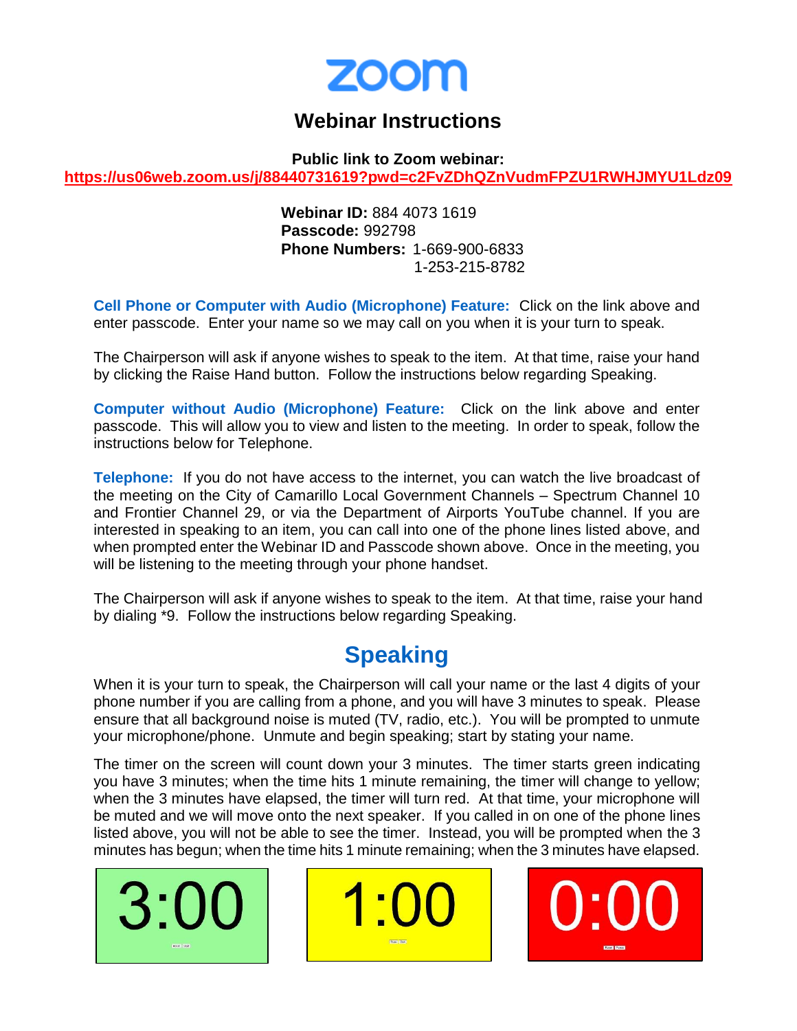# zoom

## Webinar Instructions

**Public link to Zoom webinar:**
**https://us06web.zoom.us/j/88440731619?pwd=c2FvZDhQZnVudmFPZU1RWHJMYU1Ldz09**

**Webinar ID:** 884 4073 1619
**Passcode:** 992798
**Phone Numbers:** 1-669-900-6833
1-253-215-8782

**Cell Phone or Computer with Audio (Microphone) Feature:** Click on the link above and enter passcode. Enter your name so we may call on you when it is your turn to speak.

The Chairperson will ask if anyone wishes to speak to the item. At that time, raise your hand by clicking the Raise Hand button. Follow the instructions below regarding Speaking.

**Computer without Audio (Microphone) Feature:** Click on the link above and enter passcode. This will allow you to view and listen to the meeting. In order to speak, follow the instructions below for Telephone.

**Telephone:** If you do not have access to the internet, you can watch the live broadcast of the meeting on the City of Camarillo Local Government Channels – Spectrum Channel 10 and Frontier Channel 29, or via the Department of Airports YouTube channel. If you are interested in speaking to an item, you can call into one of the phone lines listed above, and when prompted enter the Webinar ID and Passcode shown above. Once in the meeting, you will be listening to the meeting through your phone handset.

The Chairperson will ask if anyone wishes to speak to the item. At that time, raise your hand by dialing *9. Follow the instructions below regarding Speaking.

## Speaking

When it is your turn to speak, the Chairperson will call your name or the last 4 digits of your phone number if you are calling from a phone, and you will have 3 minutes to speak. Please ensure that all background noise is muted (TV, radio, etc.). You will be prompted to unmute your microphone/phone. Unmute and begin speaking; start by stating your name.

The timer on the screen will count down your 3 minutes. The timer starts green indicating you have 3 minutes; when the time hits 1 minute remaining, the timer will change to yellow; when the 3 minutes have elapsed, the timer will turn red. At that time, your microphone will be muted and we will move onto the next speaker. If you called in on one of the phone lines listed above, you will not be able to see the timer. Instead, you will be prompted when the 3 minutes has begun; when the time hits 1 minute remaining; when the 3 minutes have elapsed.

3:00

1:00

0:00